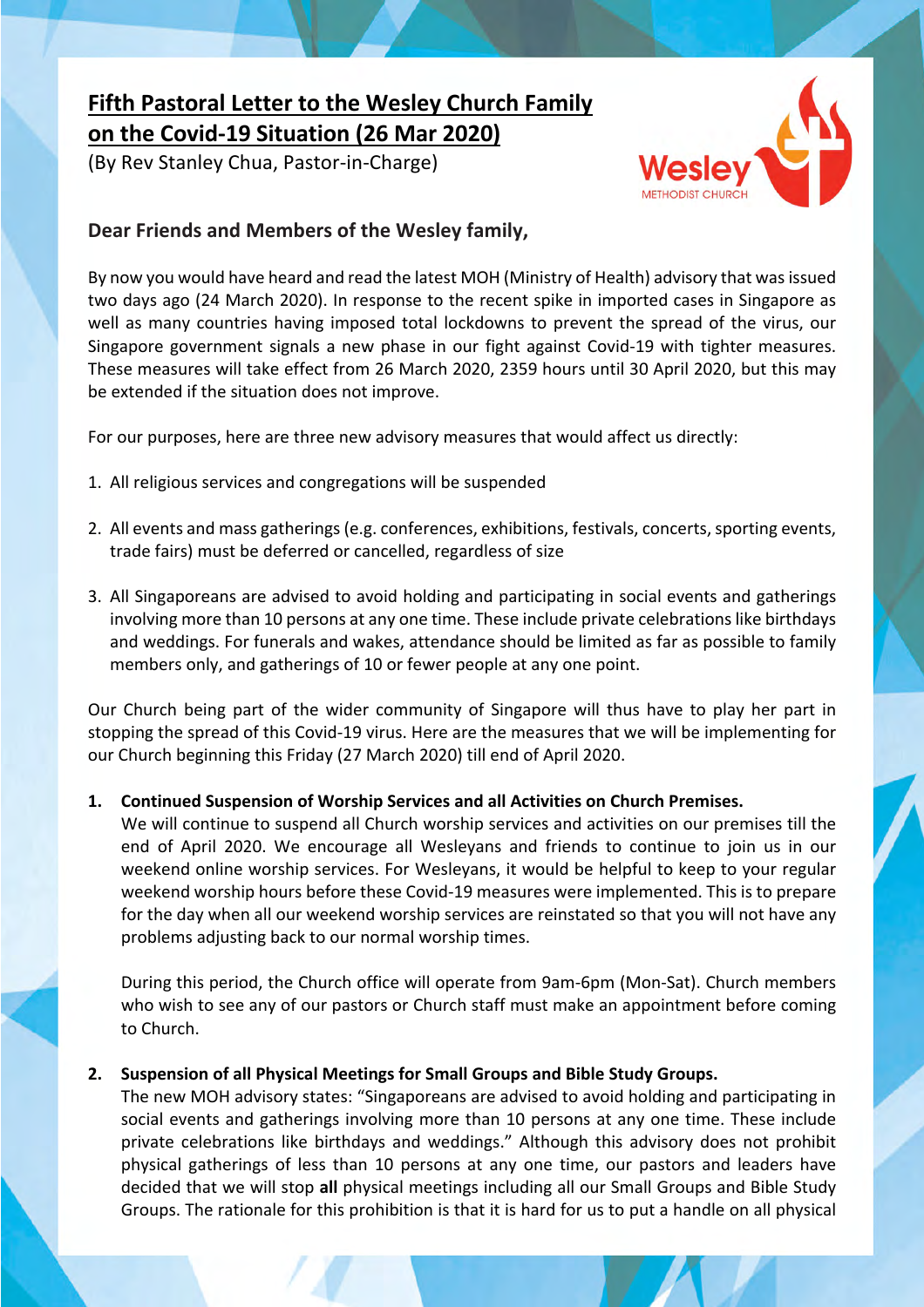# Fifth Pastoral Letter to the Wesley Church Family on the Covid-19 Situation (26 Mar 2020)

(By Rev Stanley Chua, Pastor-in-Charge)

Wesley METHODIST CHURCH

## Dear Friends and Members of the Wesley family,

By now you would have heard and read the latest MOH (Ministry of Health) advisory that was issued two days ago (24 March 2020). In response to the recent spike in imported cases in Singapore as well as many countries having imposed total lockdowns to prevent the spread of the virus, our Singapore government signals a new phase in our fight against Covid-19 with tighter measures. These measures will take effect from 26 March 2020, 2359 hours until 30 April 2020, but this may be extended if the situation does not improve.

For our purposes, here are three new advisory measures that would affect us directly:

1. All religious services and congregations will be suspended
2. All events and mass gatherings (e.g. conferences, exhibitions, festivals, concerts, sporting events, trade fairs) must be deferred or cancelled, regardless of size
3. All Singaporeans are advised to avoid holding and participating in social events and gatherings involving more than 10 persons at any one time. These include private celebrations like birthdays and weddings. For funerals and wakes, attendance should be limited as far as possible to family members only, and gatherings of 10 or fewer people at any one point.

Our Church being part of the wider community of Singapore will thus have to play her part in stopping the spread of this Covid-19 virus. Here are the measures that we will be implementing for our Church beginning this Friday (27 March 2020) till end of April 2020.

1. **Continued Suspension of Worship Services and all Activities on Church Premises.**
   We will continue to suspend all Church worship services and activities on our premises till the end of April 2020. We encourage all Wesleyans and friends to continue to join us in our weekend online worship services. For Wesleyans, it would be helpful to keep to your regular weekend worship hours before these Covid-19 measures were implemented. This is to prepare for the day when all our weekend worship services are reinstated so that you will not have any problems adjusting back to our normal worship times.

   During this period, the Church office will operate from 9am-6pm (Mon-Sat). Church members who wish to see any of our pastors or Church staff must make an appointment before coming to Church.

2. **Suspension of all Physical Meetings for Small Groups and Bible Study Groups.**
   The new MOH advisory states: "Singaporeans are advised to avoid holding and participating in social events and gatherings involving more than 10 persons at any one time. These include private celebrations like birthdays and weddings." Although this advisory does not prohibit physical gatherings of less than 10 persons at any one time, our pastors and leaders have decided that we will stop **all** physical meetings including all our Small Groups and Bible Study Groups. The rationale for this prohibition is that it is hard for us to put a handle on all physical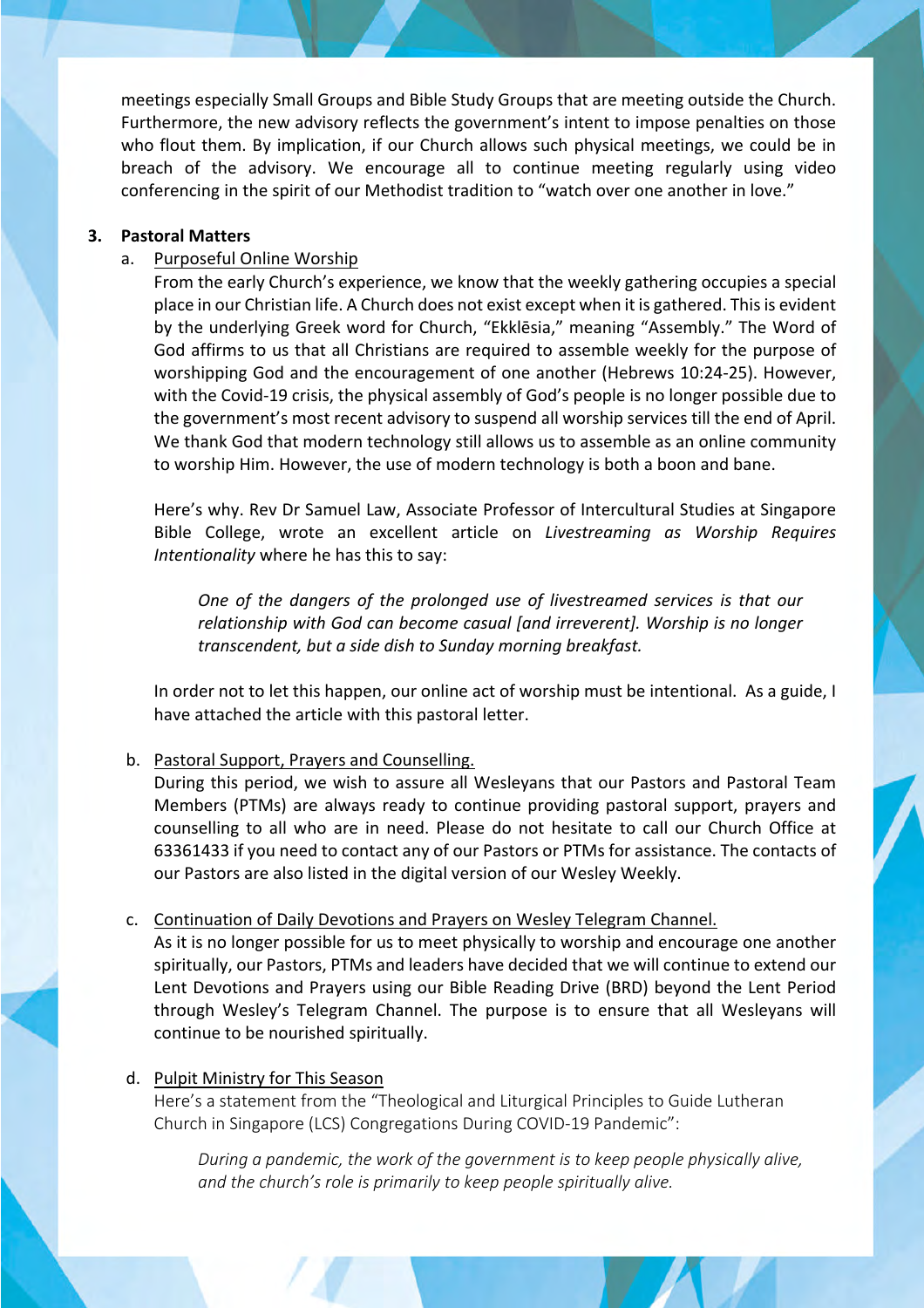meetings especially Small Groups and Bible Study Groups that are meeting outside the Church. Furthermore, the new advisory reflects the government's intent to impose penalties on those who flout them. By implication, if our Church allows such physical meetings, we could be in breach of the advisory. We encourage all to continue meeting regularly using video conferencing in the spirit of our Methodist tradition to "watch over one another in love."

**3. Pastoral Matters**

a. Purposeful Online Worship

From the early Church's experience, we know that the weekly gathering occupies a special place in our Christian life. A Church does not exist except when it is gathered. This is evident by the underlying Greek word for Church, "Ekklēsia," meaning "Assembly." The Word of God affirms to us that all Christians are required to assemble weekly for the purpose of worshipping God and the encouragement of one another (Hebrews 10:24-25). However, with the Covid-19 crisis, the physical assembly of God's people is no longer possible due to the government's most recent advisory to suspend all worship services till the end of April. We thank God that modern technology still allows us to assemble as an online community to worship Him. However, the use of modern technology is both a boon and bane.

Here's why. Rev Dr Samuel Law, Associate Professor of Intercultural Studies at Singapore Bible College, wrote an excellent article on *Livestreaming as Worship Requires Intentionality* where he has this to say:

> *One of the dangers of the prolonged use of livestreamed services is that our relationship with God can become casual [and irreverent]. Worship is no longer transcendent, but a side dish to Sunday morning breakfast.*

In order not to let this happen, our online act of worship must be intentional. As a guide, I have attached the article with this pastoral letter.

b. Pastoral Support, Prayers and Counselling.

During this period, we wish to assure all Wesleyans that our Pastors and Pastoral Team Members (PTMs) are always ready to continue providing pastoral support, prayers and counselling to all who are in need. Please do not hesitate to call our Church Office at 63361433 if you need to contact any of our Pastors or PTMs for assistance. The contacts of our Pastors are also listed in the digital version of our Wesley Weekly.

c. Continuation of Daily Devotions and Prayers on Wesley Telegram Channel.

As it is no longer possible for us to meet physically to worship and encourage one another spiritually, our Pastors, PTMs and leaders have decided that we will continue to extend our Lent Devotions and Prayers using our Bible Reading Drive (BRD) beyond the Lent Period through Wesley's Telegram Channel. The purpose is to ensure that all Wesleyans will continue to be nourished spiritually.

d. Pulpit Ministry for This Season

Here's a statement from the "Theological and Liturgical Principles to Guide Lutheran Church in Singapore (LCS) Congregations During COVID-19 Pandemic":

> *During a pandemic, the work of the government is to keep people physically alive, and the church's role is primarily to keep people spiritually alive.*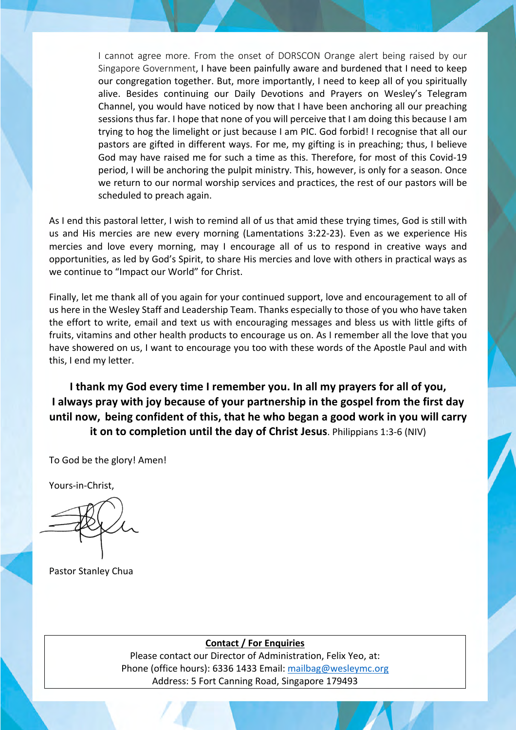I cannot agree more. From the onset of DORSCON Orange alert being raised by our Singapore Government, I have been painfully aware and burdened that I need to keep our congregation together. But, more importantly, I need to keep all of you spiritually alive. Besides continuing our Daily Devotions and Prayers on Wesley's Telegram Channel, you would have noticed by now that I have been anchoring all our preaching sessions thus far. I hope that none of you will perceive that I am doing this because I am trying to hog the limelight or just because I am PIC. God forbid! I recognise that all our pastors are gifted in different ways. For me, my gifting is in preaching; thus, I believe God may have raised me for such a time as this. Therefore, for most of this Covid-19 period, I will be anchoring the pulpit ministry. This, however, is only for a season. Once we return to our normal worship services and practices, the rest of our pastors will be scheduled to preach again.

As I end this pastoral letter, I wish to remind all of us that amid these trying times, God is still with us and His mercies are new every morning (Lamentations 3:22-23). Even as we experience His mercies and love every morning, may I encourage all of us to respond in creative ways and opportunities, as led by God's Spirit, to share His mercies and love with others in practical ways as we continue to "Impact our World" for Christ.

Finally, let me thank all of you again for your continued support, love and encouragement to all of us here in the Wesley Staff and Leadership Team. Thanks especially to those of you who have taken the effort to write, email and text us with encouraging messages and bless us with little gifts of fruits, vitamins and other health products to encourage us on. As I remember all the love that you have showered on us, I want to encourage you too with these words of the Apostle Paul and with this, I end my letter.

**I thank my God every time I remember you. In all my prayers for all of you, I always pray with joy because of your partnership in the gospel from the first day until now, being confident of this, that he who began a good work in you will carry it on to completion until the day of Christ Jesus**. Philippians 1:3-6 (NIV)

To God be the glory! Amen!

Yours-in-Christ,

Pastor Stanley Chua

**Contact / For Enquiries**

Please contact our Director of Administration, Felix Yeo, at:
Phone (office hours): 6336 1433 Email: mailbag@wesleymc.org
Address: 5 Fort Canning Road, Singapore 179493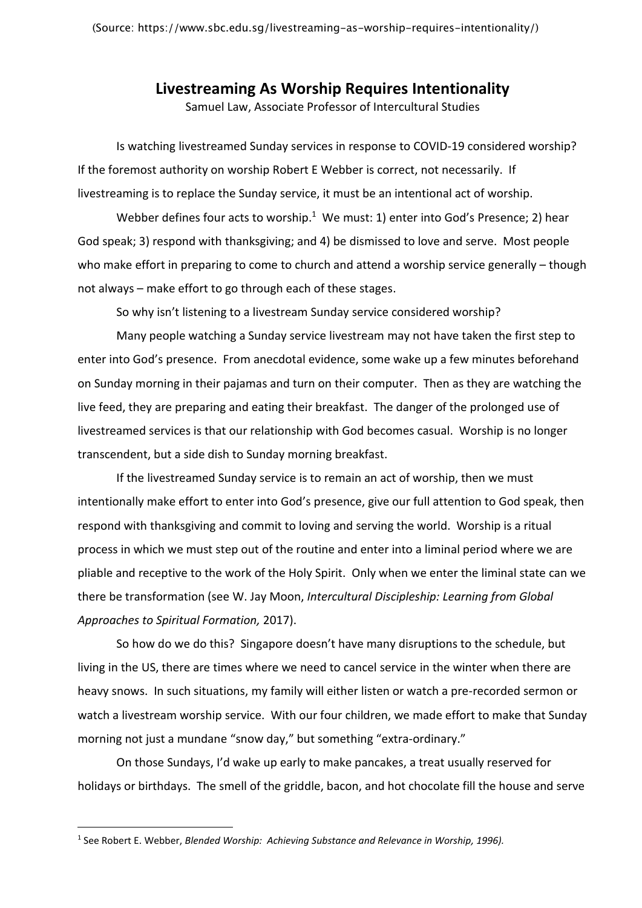(Source: https://www.sbc.edu.sg/livestreaming-as-worship-requires-intentionality/)

# Livestreaming As Worship Requires Intentionality

Samuel Law, Associate Professor of Intercultural Studies

Is watching livestreamed Sunday services in response to COVID-19 considered worship? If the foremost authority on worship Robert E Webber is correct, not necessarily. If livestreaming is to replace the Sunday service, it must be an intentional act of worship.

Webber defines four acts to worship.[1] We must: 1) enter into God's Presence; 2) hear God speak; 3) respond with thanksgiving; and 4) be dismissed to love and serve. Most people who make effort in preparing to come to church and attend a worship service generally – though not always – make effort to go through each of these stages.

So why isn't listening to a livestream Sunday service considered worship?

Many people watching a Sunday service livestream may not have taken the first step to enter into God's presence. From anecdotal evidence, some wake up a few minutes beforehand on Sunday morning in their pajamas and turn on their computer. Then as they are watching the live feed, they are preparing and eating their breakfast. The danger of the prolonged use of livestreamed services is that our relationship with God becomes casual. Worship is no longer transcendent, but a side dish to Sunday morning breakfast.

If the livestreamed Sunday service is to remain an act of worship, then we must intentionally make effort to enter into God's presence, give our full attention to God speak, then respond with thanksgiving and commit to loving and serving the world. Worship is a ritual process in which we must step out of the routine and enter into a liminal period where we are pliable and receptive to the work of the Holy Spirit. Only when we enter the liminal state can we there be transformation (see W. Jay Moon, *Intercultural Discipleship: Learning from Global Approaches to Spiritual Formation,* 2017).

So how do we do this? Singapore doesn't have many disruptions to the schedule, but living in the US, there are times where we need to cancel service in the winter when there are heavy snows. In such situations, my family will either listen or watch a pre-recorded sermon or watch a livestream worship service. With our four children, we made effort to make that Sunday morning not just a mundane "snow day," but something "extra-ordinary."

On those Sundays, I'd wake up early to make pancakes, a treat usually reserved for holidays or birthdays. The smell of the griddle, bacon, and hot chocolate fill the house and serve

---

[1] See Robert E. Webber, *Blended Worship: Achieving Substance and Relevance in Worship, 1996).*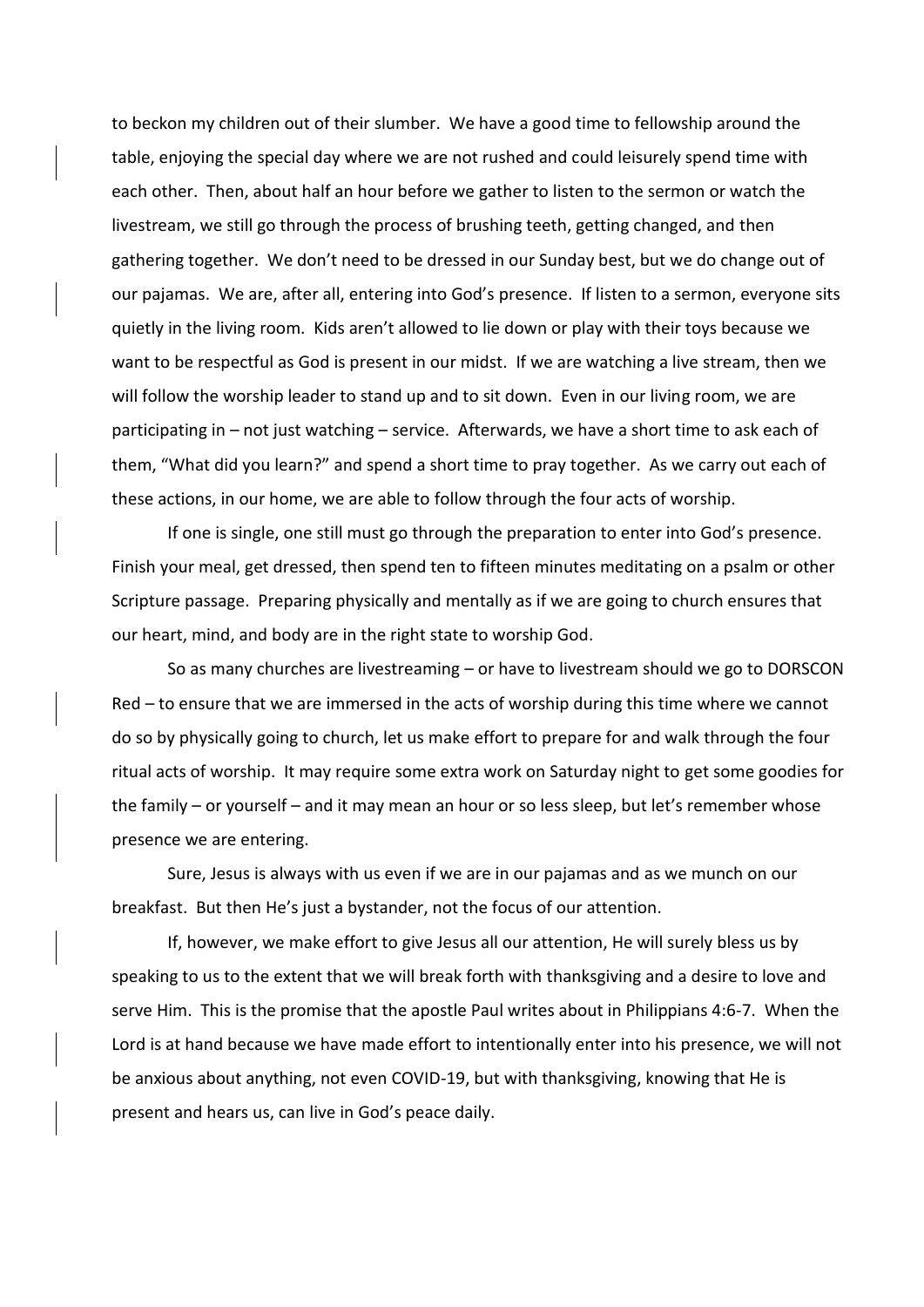to beckon my children out of their slumber. We have a good time to fellowship around the table, enjoying the special day where we are not rushed and could leisurely spend time with each other. Then, about half an hour before we gather to listen to the sermon or watch the livestream, we still go through the process of brushing teeth, getting changed, and then gathering together. We don't need to be dressed in our Sunday best, but we do change out of our pajamas. We are, after all, entering into God's presence. If listen to a sermon, everyone sits quietly in the living room. Kids aren't allowed to lie down or play with their toys because we want to be respectful as God is present in our midst. If we are watching a live stream, then we will follow the worship leader to stand up and to sit down. Even in our living room, we are participating in – not just watching – service. Afterwards, we have a short time to ask each of them, "What did you learn?" and spend a short time to pray together. As we carry out each of these actions, in our home, we are able to follow through the four acts of worship.

If one is single, one still must go through the preparation to enter into God's presence. Finish your meal, get dressed, then spend ten to fifteen minutes meditating on a psalm or other Scripture passage. Preparing physically and mentally as if we are going to church ensures that our heart, mind, and body are in the right state to worship God.

So as many churches are livestreaming – or have to livestream should we go to DORSCON Red – to ensure that we are immersed in the acts of worship during this time where we cannot do so by physically going to church, let us make effort to prepare for and walk through the four ritual acts of worship. It may require some extra work on Saturday night to get some goodies for the family – or yourself – and it may mean an hour or so less sleep, but let's remember whose presence we are entering.

Sure, Jesus is always with us even if we are in our pajamas and as we munch on our breakfast. But then He's just a bystander, not the focus of our attention.

If, however, we make effort to give Jesus all our attention, He will surely bless us by speaking to us to the extent that we will break forth with thanksgiving and a desire to love and serve Him. This is the promise that the apostle Paul writes about in Philippians 4:6-7. When the Lord is at hand because we have made effort to intentionally enter into his presence, we will not be anxious about anything, not even COVID-19, but with thanksgiving, knowing that He is present and hears us, can live in God's peace daily.